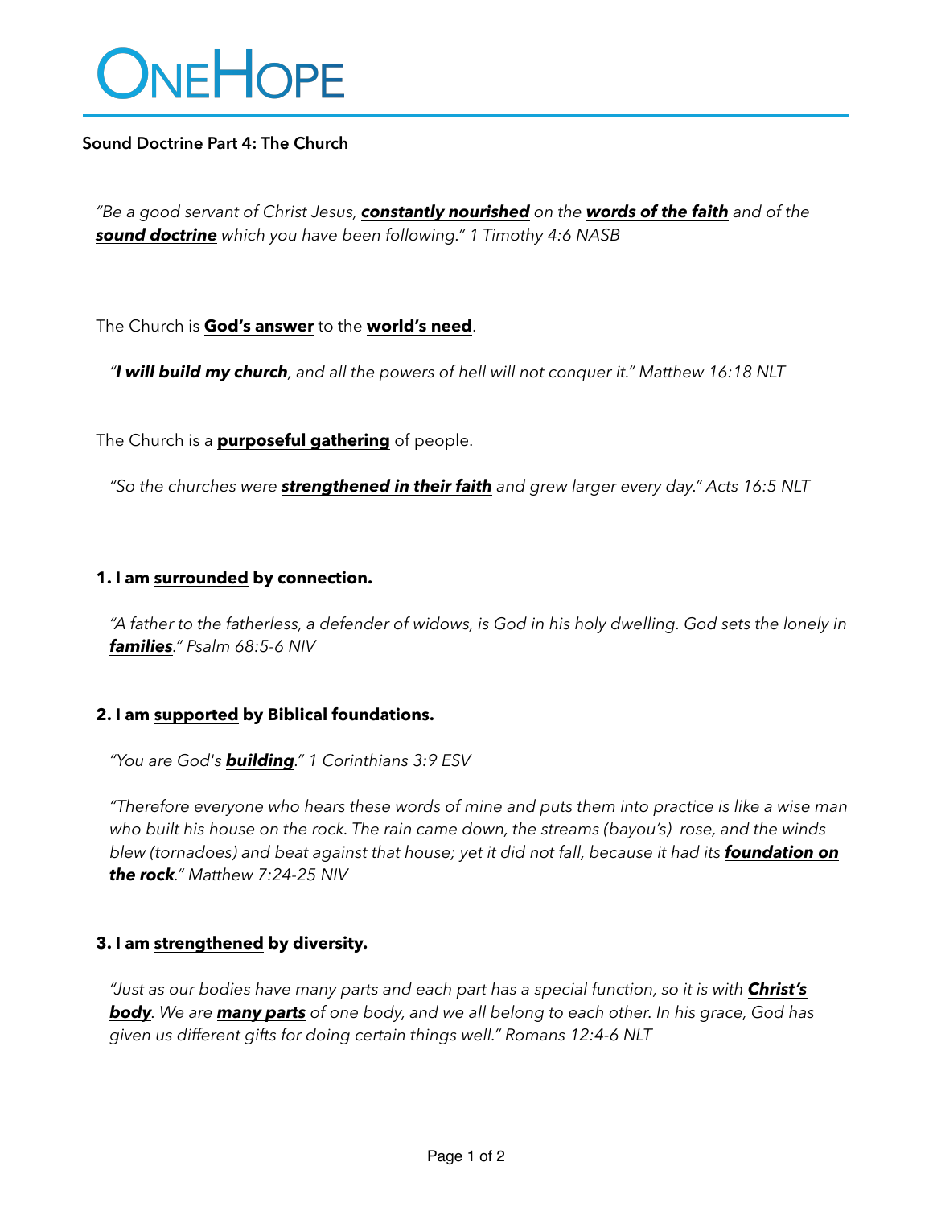# ONEHOPE

## Sound Doctrine Part 4: The Church

*"Be a good servant of Christ Jesus, **constantly nourished** on the **words of the faith** and of the **sound doctrine** which you have been following." 1 Timothy 4:6 NASB*

The Church is **God's answer** to the **world's need**.

*"**I will build my church**, and all the powers of hell will not conquer it." Matthew 16:18 NLT*

The Church is a **purposeful gathering** of people.

*"So the churches were **strengthened in their faith** and grew larger every day." Acts 16:5 NLT*

### 1. I am surrounded by connection.

*"A father to the fatherless, a defender of widows, is God in his holy dwelling. God sets the lonely in **families**." Psalm 68:5-6 NIV*

### 2. I am supported by Biblical foundations.

*"You are God's **building**." 1 Corinthians 3:9 ESV*

*"Therefore everyone who hears these words of mine and puts them into practice is like a wise man who built his house on the rock. The rain came down, the streams (bayou's) rose, and the winds blew (tornadoes) and beat against that house; yet it did not fall, because it had its **foundation on the rock**." Matthew 7:24-25 NIV*

### 3. I am strengthened by diversity.

*"Just as our bodies have many parts and each part has a special function, so it is with **Christ's body**. We are **many parts** of one body, and we all belong to each other. In his grace, God has given us different gifts for doing certain things well." Romans 12:4-6 NLT*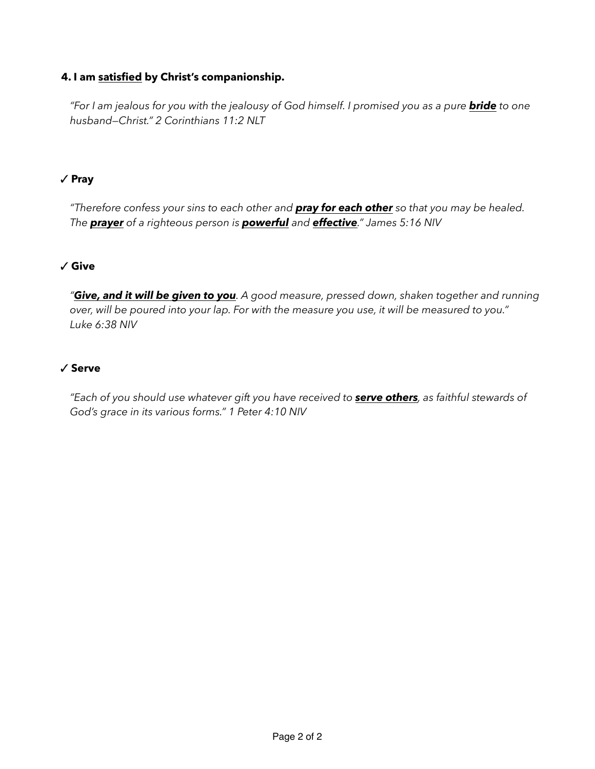**4. I am <u>satisfied</u> by Christ's companionship.**

*"For I am jealous for you with the jealousy of God himself. I promised you as a pure **<u>bride</u>** to one husband—Christ." 2 Corinthians 11:2 NLT*

**✓ Pray**

*"Therefore confess your sins to each other and **<u>pray for each other</u>** so that you may be healed. The **<u>prayer</u>** of a righteous person is **<u>powerful</u>** and **<u>effective</u>**." James 5:16 NIV*

**✓ Give**

*"**<u>Give, and it will be given to you</u>**. A good measure, pressed down, shaken together and running over, will be poured into your lap. For with the measure you use, it will be measured to you." Luke 6:38 NIV*

**✓ Serve**

*"Each of you should use whatever gift you have received to **<u>serve others</u>**, as faithful stewards of God's grace in its various forms." 1 Peter 4:10 NIV*